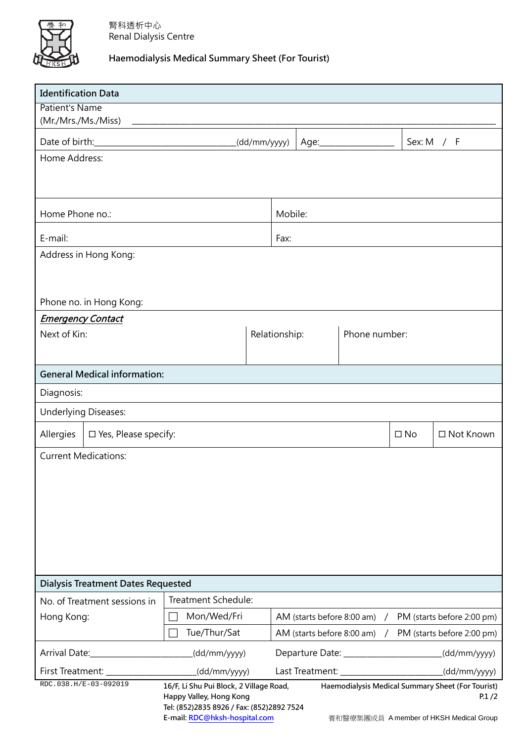腎科透析中心
Renal Dialysis Centre

# Haemodialysis Medical Summary Sheet (For Tourist)

## Identification Data

Patient's Name (Mr./Mrs./Ms./Miss) ______________________________________________

| Date of birth:______________________(dd/mm/yyyy) | Age:______________ | Sex: M / F |
|---|---|---|

Home Address:

| Home Phone no.: | Mobile: |
|---|---|
| E-mail: | Fax: |

Address in Hong Kong:

Phone no. in Hong Kong:

***Emergency Contact***

| Next of Kin: | Relationship: | Phone number: |
|---|---|---|
| | | |

## General Medical information:

Diagnosis:

Underlying Diseases:

| Allergies | ☐ Yes, Please specify: | ☐ No | ☐ Not Known |
|---|---|---|---|

Current Medications:

## Dialysis Treatment Dates Requested

| No. of Treatment sessions in Hong Kong: | Treatment Schedule: | |
|---|---|---|
| | ☐ Mon/Wed/Fri | AM (starts before 8:00 am) / PM (starts before 2:00 pm) |
| | ☐ Tue/Thur/Sat | AM (starts before 8:00 am) / PM (starts before 2:00 pm) |

Arrival Date:____________________(dd/mm/yyyy) Departure Date: ____________________(dd/mm/yyyy)

First Treatment: ____________________(dd/mm/yyyy) Last Treatment: ____________________(dd/mm/yyyy)

RDC.038.H/E-03-092019

16/F, Li Shu Pui Block, 2 Village Road, Happy Valley, Hong Kong
Tel: (852)2835 8926 / Fax: (852)2892 7524
E-mail: RDC@hksh-hospital.com

養和醫療集團成員 A member of HKSH Medical Group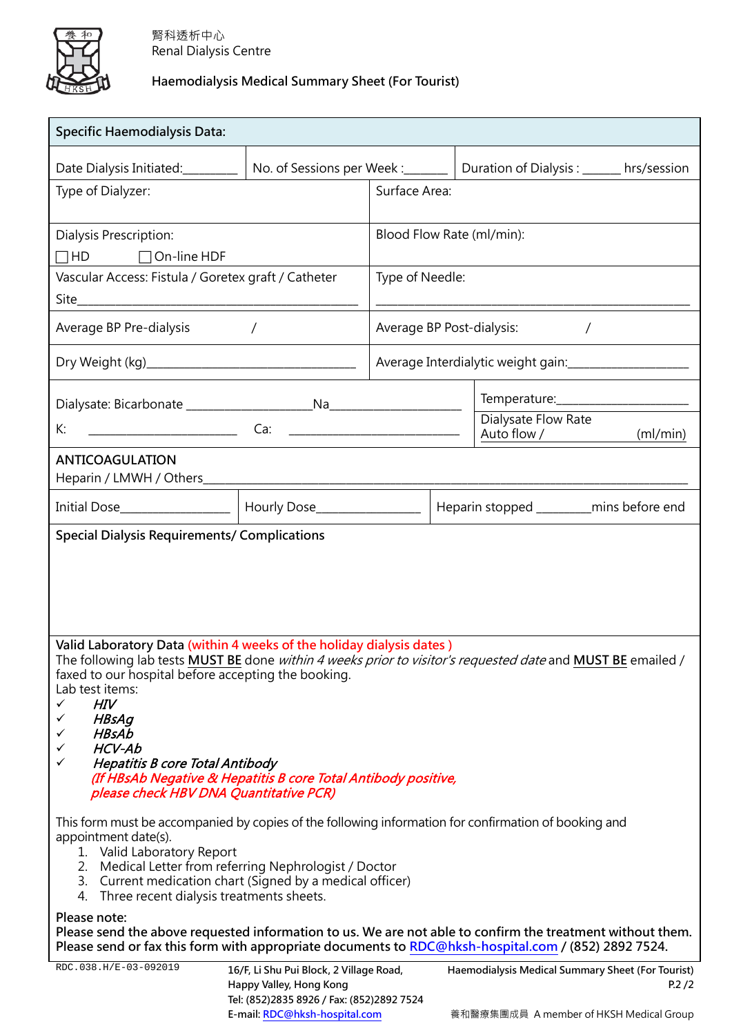腎科透析中心
Renal Dialysis Centre

**Haemodialysis Medical Summary Sheet (For Tourist)**

| **Specific Haemodialysis Data:** | | |
|---|---|---|
| Date Dialysis Initiated:________ | No. of Sessions per Week :______ | Duration of Dialysis : ______ hrs/session |
| Type of Dialyzer: | Surface Area: | |
| Dialysis Prescription: ☐HD ☐On-line HDF | Blood Flow Rate (ml/min): | |
| Vascular Access: Fistula / Goretex graft / Catheter Site____________________________________________ | Type of Needle: ____________________________________________ | |
| Average BP Pre-dialysis / | Average BP Post-dialysis: / | |
| Dry Weight (kg)______________________________ | Average Interdialytic weight gain:_________________ | |
| Dialysate: Bicarbonate __________________Na__________________ K: ______________________ Ca: __________________________ | Temperature:___________________ Dialysate Flow Rate Auto flow / (ml/min) | |
| **ANTICOAGULATION** Heparin / LMWH / Others_______________________________________________ | | |
| Initial Dose________________ | Hourly Dose_______________ | Heparin stopped ________mins before end |
| **Special Dialysis Requirements/ Complications** | | |

**Valid Laboratory Data (within 4 weeks of the holiday dialysis dates )**

The following lab tests **MUST BE** done *within 4 weeks prior to visitor's requested date* and **MUST BE** emailed / faxed to our hospital before accepting the booking.

Lab test items:

- ✓ ***HIV***
- ✓ ***HBsAg***
- ✓ ***HBsAb***
- ✓ ***HCV-Ab***
- ✓ ***Hepatitis B core Total Antibody***
  ***(If HBsAb Negative & Hepatitis B core Total Antibody positive, please check HBV DNA Quantitative PCR)***

This form must be accompanied by copies of the following information for confirmation of booking and appointment date(s).

1. Valid Laboratory Report
2. Medical Letter from referring Nephrologist / Doctor
3. Current medication chart (Signed by a medical officer)
4. Three recent dialysis treatments sheets.

**Please note:**
**Please send the above requested information to us. We are not able to confirm the treatment without them.**
**Please send or fax this form with appropriate documents to RDC@hksh-hospital.com / (852) 2892 7524.**

RDC.038.H/E-03-092019

16/F, Li Shu Pui Block, 2 Village Road, Happy Valley, Hong Kong
Tel: (852)2835 8926 / Fax: (852)2892 7524
E-mail: RDC@hksh-hospital.com

養和醫療集團成員 A member of HKSH Medical Group